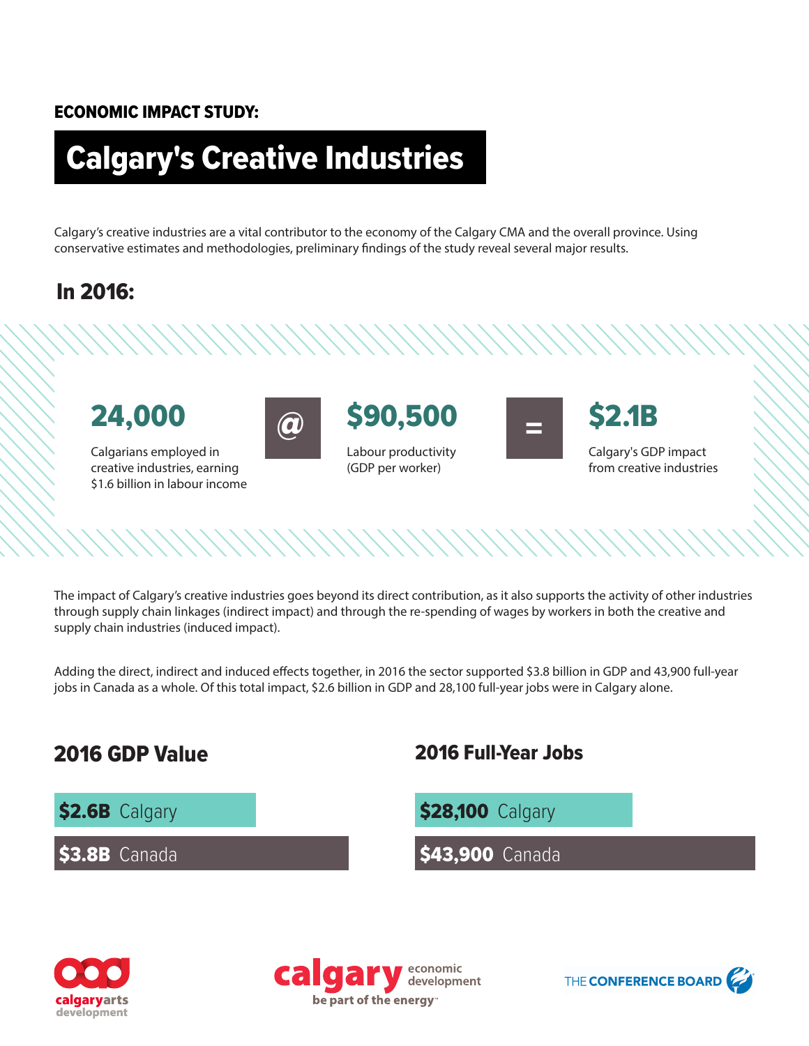**ECONOMIC IMPACT STUDY:**

# Calgary's Creative Industries

Calgary's creative industries are a vital contributor to the economy of the Calgary CMA and the overall province. Using conservative estimates and methodologies, preliminary findings of the study reveal several major results.

## In 2016:

**24,000**

Calgarians employed in creative industries, earning $1.6 billion in labour income

@

**$90,500**

Labour productivity (GDP per worker)

=

**$2.1B**

Calgary's GDP impact from creative industries

The impact of Calgary's creative industries goes beyond its direct contribution, as it also supports the activity of other industries through supply chain linkages (indirect impact) and through the re-spending of wages by workers in both the creative and supply chain industries (induced impact).

Adding the direct, indirect and induced effects together, in 2016 the sector supported $3.8 billion in GDP and 43,900 full-year jobs in Canada as a whole. Of this total impact, $2.6 billion in GDP and 28,100 full-year jobs were in Calgary alone.

## 2016 GDP Value

**$2.6B** Calgary

**$3.8B** Canada

## 2016 Full-Year Jobs

**$28,100** Calgary

**$43,900** Canada

calgaryarts development

calgary economic development — be part of the energy

THE CONFERENCE BOARD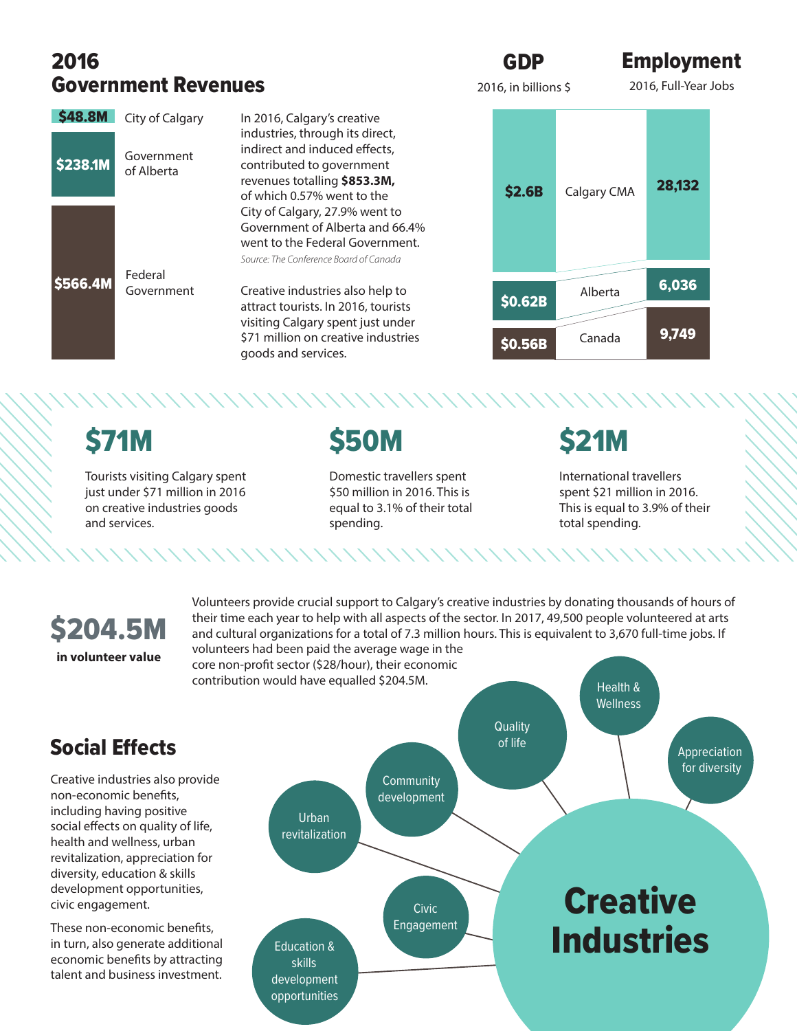## 2016 Government Revenues

$48.8M City of Calgary

$238.1M Government of Alberta

$566.4M Federal Government

In 2016, Calgary's creative industries, through its direct, indirect and induced effects, contributed to government revenues totalling **$853.3M,** of which 0.57% went to the City of Calgary, 27.9% went to Government of Alberta and 66.4% went to the Federal Government.

*Source: The Conference Board of Canada*

Creative industries also help to attract tourists. In 2016, tourists visiting Calgary spent just under $71 million on creative industries goods and services.

## GDP

2016, in billions $

## Employment

2016, Full-Year Jobs

$2.6B Calgary CMA 28,132

$0.62B Alberta 6,036

$0.56B Canada 9,749

## $71M

Tourists visiting Calgary spent just under $71 million in 2016 on creative industries goods and services.

## $50M

Domestic travellers spent $50 million in 2016. This is equal to 3.1% of their total spending.

## $21M

International travellers spent $21 million in 2016. This is equal to 3.9% of their total spending.

## $204.5M

**in volunteer value**

Volunteers provide crucial support to Calgary's creative industries by donating thousands of hours of their time each year to help with all aspects of the sector. In 2017, 49,500 people volunteered at arts and cultural organizations for a total of 7.3 million hours. This is equivalent to 3,670 full-time jobs. If volunteers had been paid the average wage in the core non-profit sector ($28/hour), their economic contribution would have equalled $204.5M.

## Social Effects

Creative industries also provide non-economic benefits, including having positive social effects on quality of life, health and wellness, urban revitalization, appreciation for diversity, education & skills development opportunities, civic engagement.

These non-economic benefits, in turn, also generate additional economic benefits by attracting talent and business investment.

Creative Industries

Quality of life

Health & Wellness

Appreciation for diversity

Community development

Urban revitalization

Civic Engagement

Education & skills development opportunities